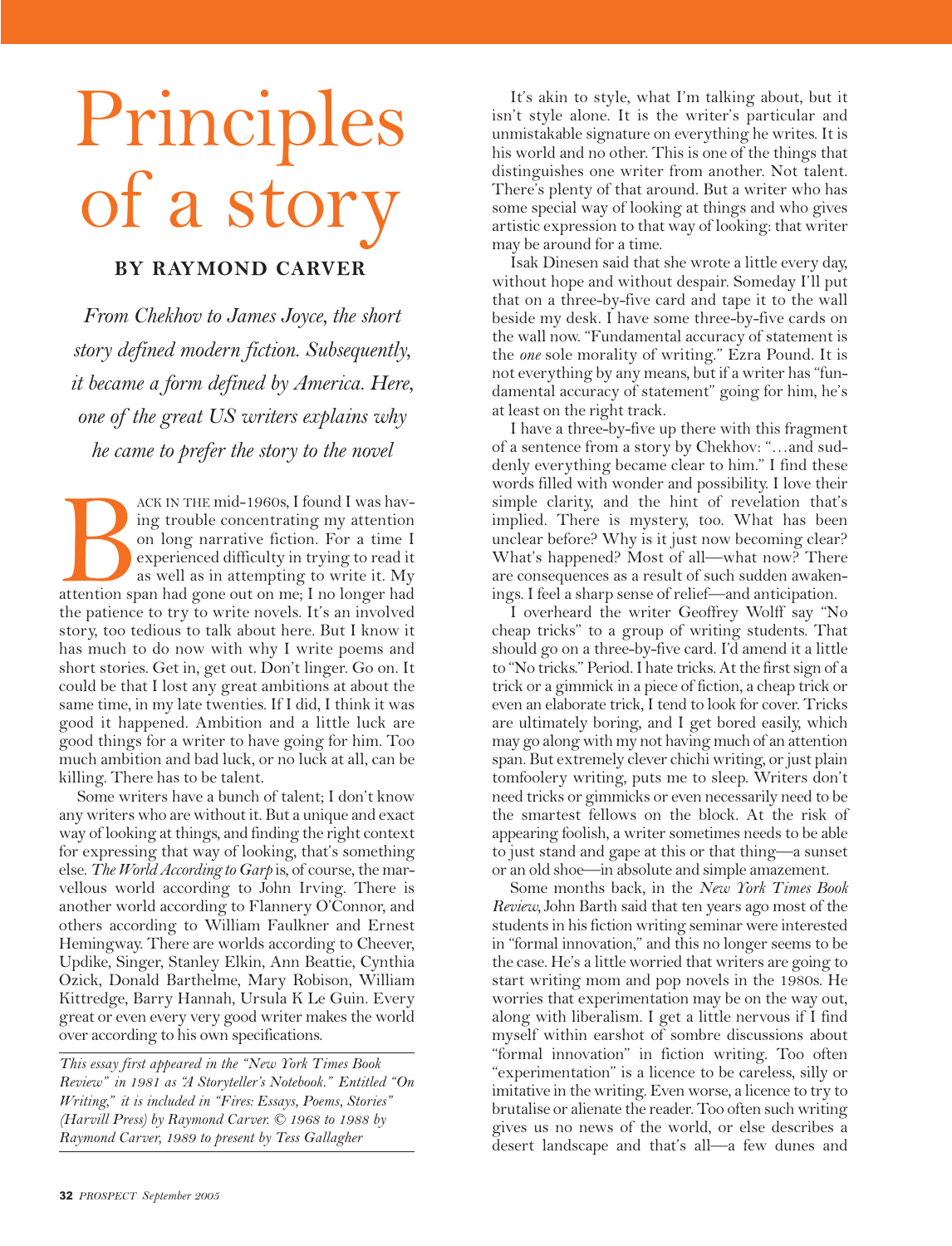# Principles of a story

**BY RAYMOND CARVER**

*From Chekhov to James Joyce, the short story defined modern fiction. Subsequently, it became a form defined by America. Here, one of the great US writers explains why he came to prefer the story to the novel*

BACK IN THE mid-1960s, I found I was having trouble concentrating my attention on long narrative fiction. For a time I experienced difficulty in trying to read it as well as in attempting to write it. My attention span had gone out on me; I no longer had the patience to try to write novels. It's an involved story, too tedious to talk about here. But I know it has much to do now with why I write poems and short stories. Get in, get out. Don't linger. Go on. It could be that I lost any great ambitions at about the same time, in my late twenties. If I did, I think it was good it happened. Ambition and a little luck are good things for a writer to have going for him. Too much ambition and bad luck, or no luck at all, can be killing. There has to be talent.

Some writers have a bunch of talent; I don't know any writers who are without it. But a unique and exact way of looking at things, and finding the right context for expressing that way of looking, that's something else. *The World According to Garp* is, of course, the marvellous world according to John Irving. There is another world according to Flannery O'Connor, and others according to William Faulkner and Ernest Hemingway. There are worlds according to Cheever, Updike, Singer, Stanley Elkin, Ann Beattie, Cynthia Ozick, Donald Barthelme, Mary Robison, William Kittredge, Barry Hannah, Ursula K Le Guin. Every great or even every very good writer makes the world over according to his own specifications.

*This essay first appeared in the "New York Times Book Review" in 1981 as "A Storyteller's Notebook." Entitled "On Writing," it is included in "Fires: Essays, Poems, Stories" (Harvill Press) by Raymond Carver. © 1968 to 1988 by Raymond Carver, 1989 to present by Tess Gallagher*

It's akin to style, what I'm talking about, but it isn't style alone. It is the writer's particular and unmistakable signature on everything he writes. It is his world and no other. This is one of the things that distinguishes one writer from another. Not talent. There's plenty of that around. But a writer who has some special way of looking at things and who gives artistic expression to that way of looking: that writer may be around for a time.

Isak Dinesen said that she wrote a little every day, without hope and without despair. Someday I'll put that on a three-by-five card and tape it to the wall beside my desk. I have some three-by-five cards on the wall now. "Fundamental accuracy of statement is the *one* sole morality of writing." Ezra Pound. It is not everything by any means, but if a writer has "fundamental accuracy of statement" going for him, he's at least on the right track.

I have a three-by-five up there with this fragment of a sentence from a story by Chekhov: "…and suddenly everything became clear to him." I find these words filled with wonder and possibility. I love their simple clarity, and the hint of revelation that's implied. There is mystery, too. What has been unclear before? Why is it just now becoming clear? What's happened? Most of all—what now? There are consequences as a result of such sudden awakenings. I feel a sharp sense of relief—and anticipation.

I overheard the writer Geoffrey Wolff say "No cheap tricks" to a group of writing students. That should go on a three-by-five card. I'd amend it a little to "No tricks." Period. I hate tricks. At the first sign of a trick or a gimmick in a piece of fiction, a cheap trick or even an elaborate trick, I tend to look for cover. Tricks are ultimately boring, and I get bored easily, which may go along with my not having much of an attention span. But extremely clever chichi writing, or just plain tomfoolery writing, puts me to sleep. Writers don't need tricks or gimmicks or even necessarily need to be the smartest fellows on the block. At the risk of appearing foolish, a writer sometimes needs to be able to just stand and gape at this or that thing—a sunset or an old shoe—in absolute and simple amazement.

Some months back, in the *New York Times Book Review*, John Barth said that ten years ago most of the students in his fiction writing seminar were interested in "formal innovation," and this no longer seems to be the case. He's a little worried that writers are going to start writing mom and pop novels in the 1980s. He worries that experimentation may be on the way out, along with liberalism. I get a little nervous if I find myself within earshot of sombre discussions about "formal innovation" in fiction writing. Too often "experimentation" is a licence to be careless, silly or imitative in the writing. Even worse, a licence to try to brutalise or alienate the reader. Too often such writing gives us no news of the world, or else describes a desert landscape and that's all—a few dunes and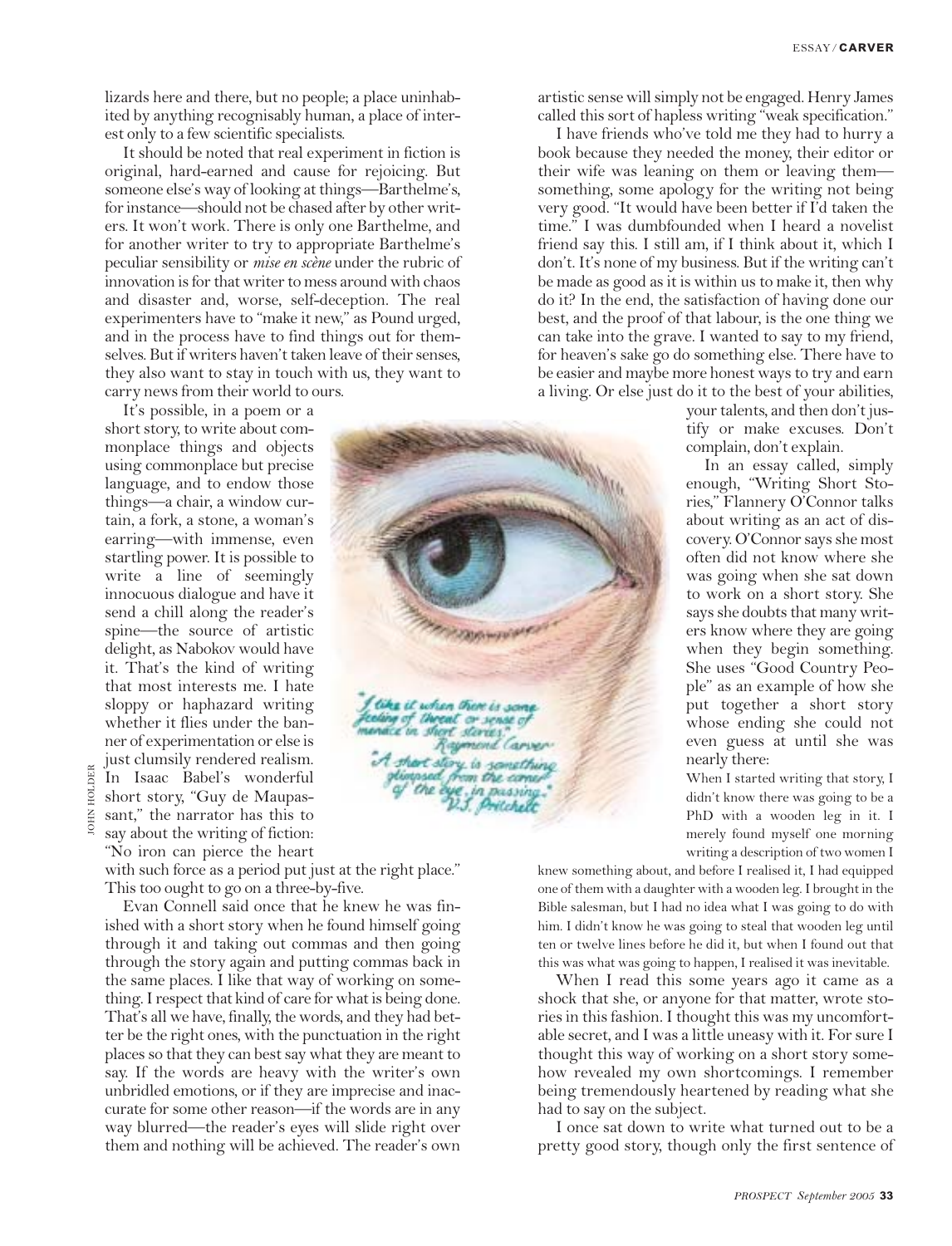lizards here and there, but no people; a place uninhabited by anything recognisably human, a place of interest only to a few scientific specialists.

It should be noted that real experiment in fiction is original, hard-earned and cause for rejoicing. But someone else's way of looking at things—Barthelme's, for instance—should not be chased after by other writers. It won't work. There is only one Barthelme, and for another writer to try to appropriate Barthelme's peculiar sensibility or *mise en scène* under the rubric of innovation is for that writer to mess around with chaos and disaster and, worse, self-deception. The real experimenters have to "make it new," as Pound urged, and in the process have to find things out for themselves. But if writers haven't taken leave of their senses, they also want to stay in touch with us, they want to carry news from their world to ours.

It's possible, in a poem or a short story, to write about commonplace things and objects using commonplace but precise language, and to endow those things—a chair, a window curtain, a fork, a stone, a woman's earring—with immense, even startling power. It is possible to write a line of seemingly innocuous dialogue and have it send a chill along the reader's spine—the source of artistic delight, as Nabokov would have it. That's the kind of writing that most interests me. I hate sloppy or haphazard writing whether it flies under the banner of experimentation or else is just clumsily rendered realism. In Isaac Babel's wonderful short story, "Guy de Maupassant," the narrator has this to say about the writing of fiction: "No iron can pierce the heart with such force as a period put just at the right place." This too ought to go on a three-by-five.

"I like it when there is some feeling of threat or sense of menace in short stories." Raymond Carver

"A short story is something glimpsed from the corner of the eye, in passing." V.S. Pritchett

JOHN HOLDER

Evan Connell said once that he knew he was finished with a short story when he found himself going through it and taking out commas and then going through the story again and putting commas back in the same places. I like that way of working on something. I respect that kind of care for what is being done. That's all we have, finally, the words, and they had better be the right ones, with the punctuation in the right places so that they can best say what they are meant to say. If the words are heavy with the writer's own unbridled emotions, or if they are imprecise and inaccurate for some other reason—if the words are in any way blurred—the reader's eyes will slide right over them and nothing will be achieved. The reader's own artistic sense will simply not be engaged. Henry James called this sort of hapless writing "weak specification."

I have friends who've told me they had to hurry a book because they needed the money, their editor or their wife was leaning on them or leaving them—something, some apology for the writing not being very good. "It would have been better if I'd taken the time." I was dumbfounded when I heard a novelist friend say this. I still am, if I think about it, which I don't. It's none of my business. But if the writing can't be made as good as it is within us to make it, then why do it? In the end, the satisfaction of having done our best, and the proof of that labour, is the one thing we can take into the grave. I wanted to say to my friend, for heaven's sake go do something else. There have to be easier and maybe more honest ways to try and earn a living. Or else just do it to the best of your abilities, your talents, and then don't justify or make excuses. Don't complain, don't explain.

In an essay called, simply enough, "Writing Short Stories," Flannery O'Connor talks about writing as an act of discovery. O'Connor says she most often did not know where she was going when she sat down to work on a short story. She says she doubts that many writers know where they are going when they begin something. She uses "Good Country People" as an example of how she put together a short story whose ending she could not even guess at until she was nearly there:

> When I started writing that story, I didn't know there was going to be a PhD with a wooden leg in it. I merely found myself one morning writing a description of two women I knew something about, and before I realised it, I had equipped one of them with a daughter with a wooden leg. I brought in the Bible salesman, but I had no idea what I was going to do with him. I didn't know he was going to steal that wooden leg until ten or twelve lines before he did it, but when I found out that this was what was going to happen, I realised it was inevitable.

When I read this some years ago it came as a shock that she, or anyone for that matter, wrote stories in this fashion. I thought this was my uncomfortable secret, and I was a little uneasy with it. For sure I thought this way of working on a short story somehow revealed my own shortcomings. I remember being tremendously heartened by reading what she had to say on the subject.

I once sat down to write what turned out to be a pretty good story, though only the first sentence of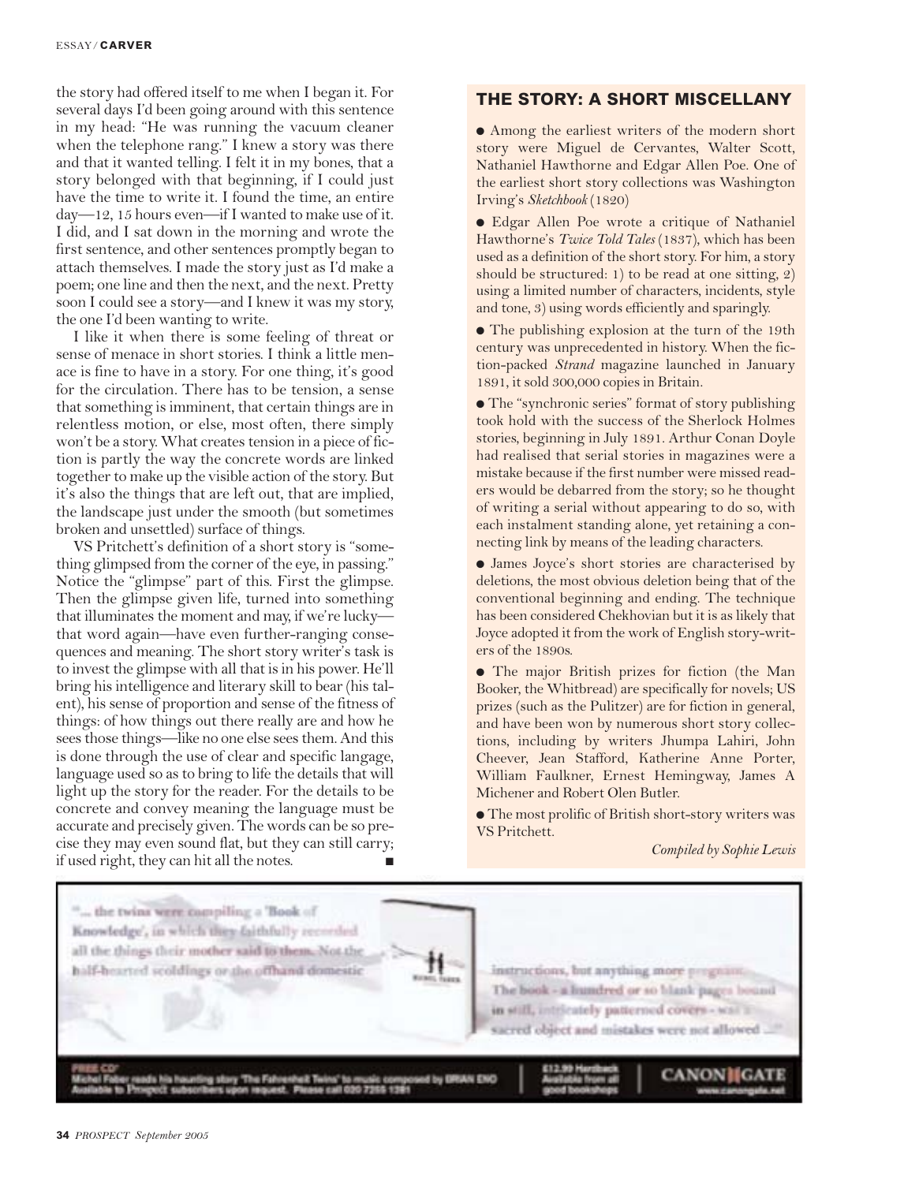the story had offered itself to me when I began it. For several days I'd been going around with this sentence in my head: "He was running the vacuum cleaner when the telephone rang." I knew a story was there and that it wanted telling. I felt it in my bones, that a story belonged with that beginning, if I could just have the time to write it. I found the time, an entire day—12, 15 hours even—if I wanted to make use of it. I did, and I sat down in the morning and wrote the first sentence, and other sentences promptly began to attach themselves. I made the story just as I'd make a poem; one line and then the next, and the next. Pretty soon I could see a story—and I knew it was my story, the one I'd been wanting to write.

I like it when there is some feeling of threat or sense of menace in short stories. I think a little menace is fine to have in a story. For one thing, it's good for the circulation. There has to be tension, a sense that something is imminent, that certain things are in relentless motion, or else, most often, there simply won't be a story. What creates tension in a piece of fiction is partly the way the concrete words are linked together to make up the visible action of the story. But it's also the things that are left out, that are implied, the landscape just under the smooth (but sometimes broken and unsettled) surface of things.

VS Pritchett's definition of a short story is "something glimpsed from the corner of the eye, in passing." Notice the "glimpse" part of this. First the glimpse. Then the glimpse given life, turned into something that illuminates the moment and may, if we're lucky—that word again—have even further-ranging consequences and meaning. The short story writer's task is to invest the glimpse with all that is in his power. He'll bring his intelligence and literary skill to bear (his talent), his sense of proportion and sense of the fitness of things: of how things out there really are and how he sees those things—like no one else sees them. And this is done through the use of clear and specific langage, language used so as to bring to life the details that will light up the story for the reader. For the details to be concrete and convey meaning the language must be accurate and precisely given. The words can be so precise they may even sound flat, but they can still carry; if used right, they can hit all the notes. ■

## THE STORY: A SHORT MISCELLANY

- Among the earliest writers of the modern short story were Miguel de Cervantes, Walter Scott, Nathaniel Hawthorne and Edgar Allen Poe. One of the earliest short story collections was Washington Irving's *Sketchbook* (1820)
- Edgar Allen Poe wrote a critique of Nathaniel Hawthorne's *Twice Told Tales* (1837), which has been used as a definition of the short story. For him, a story should be structured: 1) to be read at one sitting, 2) using a limited number of characters, incidents, style and tone, 3) using words efficiently and sparingly.
- The publishing explosion at the turn of the 19th century was unprecedented in history. When the fiction-packed *Strand* magazine launched in January 1891, it sold 300,000 copies in Britain.
- The "synchronic series" format of story publishing took hold with the success of the Sherlock Holmes stories, beginning in July 1891. Arthur Conan Doyle had realised that serial stories in magazines were a mistake because if the first number were missed readers would be debarred from the story; so he thought of writing a serial without appearing to do so, with each instalment standing alone, yet retaining a connecting link by means of the leading characters.
- James Joyce's short stories are characterised by deletions, the most obvious deletion being that of the conventional beginning and ending. The technique has been considered Chekhovian but it is as likely that Joyce adopted it from the work of English story-writers of the 1890s.
- The major British prizes for fiction (the Man Booker, the Whitbread) are specifically for novels; US prizes (such as the Pulitzer) are for fiction in general, and have been won by numerous short story collections, including by writers Jhumpa Lahiri, John Cheever, Jean Stafford, Katherine Anne Porter, William Faulkner, Ernest Hemingway, James A Michener and Robert Olen Butler.
- The most prolific of British short-story writers was VS Pritchett.

*Compiled by Sophie Lewis*

"... the twins were compiling a 'Book of Knowledge', in which they faithfully recorded all the things their mother said to them. Not the half-hearted scoldings or the offhand domestic instructions, but anything more pregnant. The book - a hundred or so blank pages bound in still, intricately patterned covers - was a sacred object and mistakes were not allowed ..."

FREE CD* Michel Faber reads his haunting story 'The Fahrenheit Twins' to music composed by BRIAN ENO. Available to Prospect subscribers upon request. Please call 020 7255 1281

£12.99 Hardback. Available from all good bookshops

CANONGATE www.canongate.net